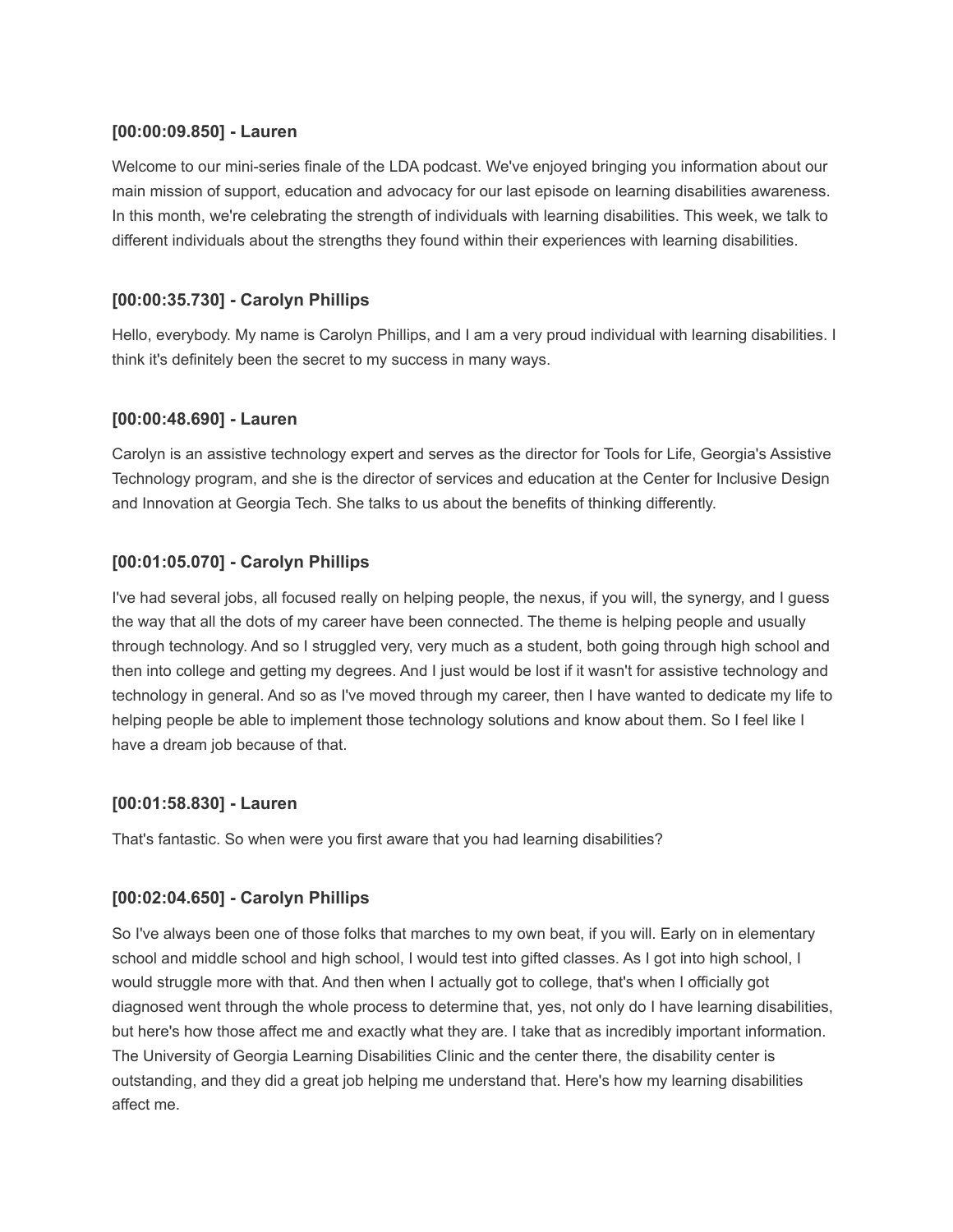**[00:00:09.850] - Lauren**

Welcome to our mini-series finale of the LDA podcast. We've enjoyed bringing you information about our main mission of support, education and advocacy for our last episode on learning disabilities awareness. In this month, we're celebrating the strength of individuals with learning disabilities. This week, we talk to different individuals about the strengths they found within their experiences with learning disabilities.

**[00:00:35.730] - Carolyn Phillips**

Hello, everybody. My name is Carolyn Phillips, and I am a very proud individual with learning disabilities. I think it's definitely been the secret to my success in many ways.

**[00:00:48.690] - Lauren**

Carolyn is an assistive technology expert and serves as the director for Tools for Life, Georgia's Assistive Technology program, and she is the director of services and education at the Center for Inclusive Design and Innovation at Georgia Tech. She talks to us about the benefits of thinking differently.

**[00:01:05.070] - Carolyn Phillips**

I've had several jobs, all focused really on helping people, the nexus, if you will, the synergy, and I guess the way that all the dots of my career have been connected. The theme is helping people and usually through technology. And so I struggled very, very much as a student, both going through high school and then into college and getting my degrees. And I just would be lost if it wasn't for assistive technology and technology in general. And so as I've moved through my career, then I have wanted to dedicate my life to helping people be able to implement those technology solutions and know about them. So I feel like I have a dream job because of that.

**[00:01:58.830] - Lauren**

That's fantastic. So when were you first aware that you had learning disabilities?

**[00:02:04.650] - Carolyn Phillips**

So I've always been one of those folks that marches to my own beat, if you will. Early on in elementary school and middle school and high school, I would test into gifted classes. As I got into high school, I would struggle more with that. And then when I actually got to college, that's when I officially got diagnosed went through the whole process to determine that, yes, not only do I have learning disabilities, but here's how those affect me and exactly what they are. I take that as incredibly important information. The University of Georgia Learning Disabilities Clinic and the center there, the disability center is outstanding, and they did a great job helping me understand that. Here's how my learning disabilities affect me.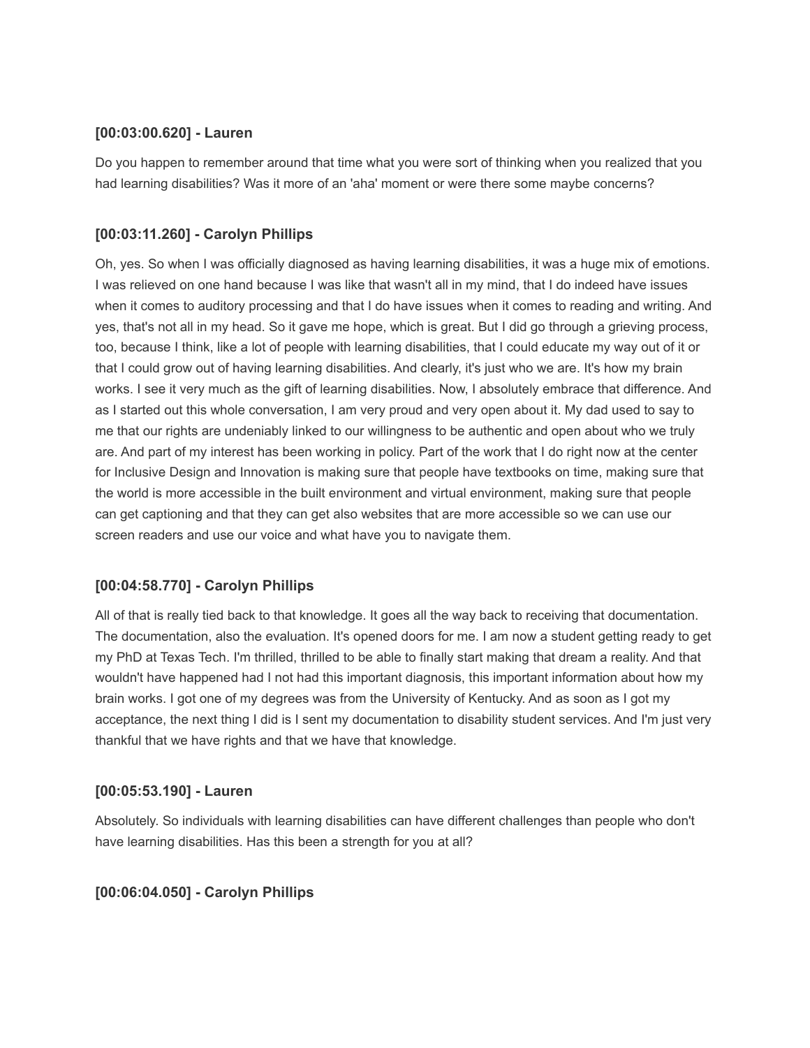### [00:03:00.620] - Lauren

Do you happen to remember around that time what you were sort of thinking when you realized that you had learning disabilities? Was it more of an 'aha' moment or were there some maybe concerns?

### [00:03:11.260] - Carolyn Phillips

Oh, yes. So when I was officially diagnosed as having learning disabilities, it was a huge mix of emotions. I was relieved on one hand because I was like that wasn't all in my mind, that I do indeed have issues when it comes to auditory processing and that I do have issues when it comes to reading and writing. And yes, that's not all in my head. So it gave me hope, which is great. But I did go through a grieving process, too, because I think, like a lot of people with learning disabilities, that I could educate my way out of it or that I could grow out of having learning disabilities. And clearly, it's just who we are. It's how my brain works. I see it very much as the gift of learning disabilities. Now, I absolutely embrace that difference. And as I started out this whole conversation, I am very proud and very open about it. My dad used to say to me that our rights are undeniably linked to our willingness to be authentic and open about who we truly are. And part of my interest has been working in policy. Part of the work that I do right now at the center for Inclusive Design and Innovation is making sure that people have textbooks on time, making sure that the world is more accessible in the built environment and virtual environment, making sure that people can get captioning and that they can get also websites that are more accessible so we can use our screen readers and use our voice and what have you to navigate them.

### [00:04:58.770] - Carolyn Phillips

All of that is really tied back to that knowledge. It goes all the way back to receiving that documentation. The documentation, also the evaluation. It's opened doors for me. I am now a student getting ready to get my PhD at Texas Tech. I'm thrilled, thrilled to be able to finally start making that dream a reality. And that wouldn't have happened had I not had this important diagnosis, this important information about how my brain works. I got one of my degrees was from the University of Kentucky. And as soon as I got my acceptance, the next thing I did is I sent my documentation to disability student services. And I'm just very thankful that we have rights and that we have that knowledge.

### [00:05:53.190] - Lauren

Absolutely. So individuals with learning disabilities can have different challenges than people who don't have learning disabilities. Has this been a strength for you at all?

### [00:06:04.050] - Carolyn Phillips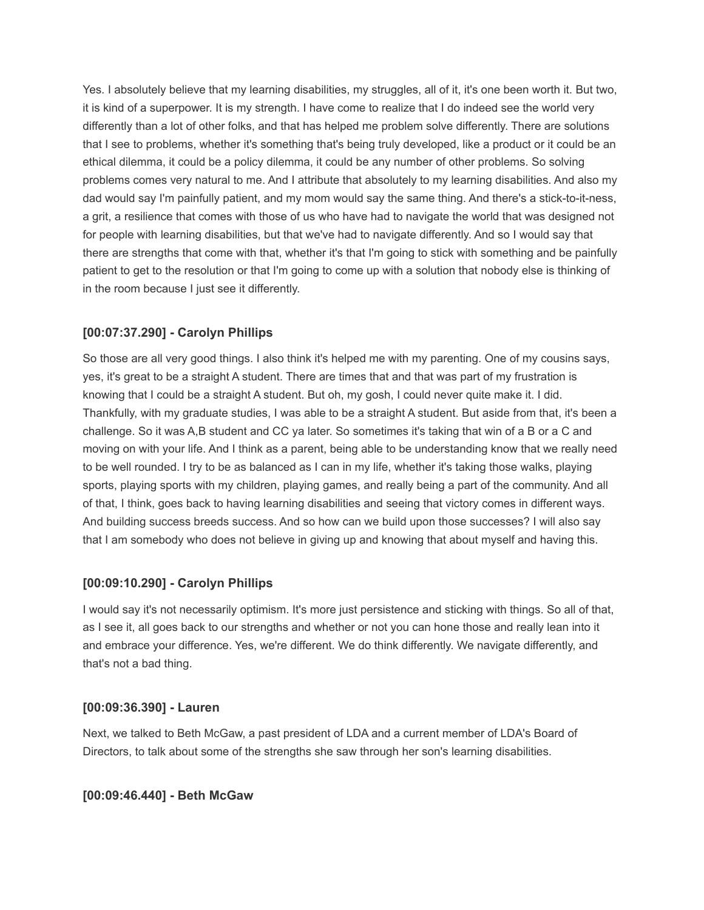Yes. I absolutely believe that my learning disabilities, my struggles, all of it, it's one been worth it. But two, it is kind of a superpower. It is my strength. I have come to realize that I do indeed see the world very differently than a lot of other folks, and that has helped me problem solve differently. There are solutions that I see to problems, whether it's something that's being truly developed, like a product or it could be an ethical dilemma, it could be a policy dilemma, it could be any number of other problems. So solving problems comes very natural to me. And I attribute that absolutely to my learning disabilities. And also my dad would say I'm painfully patient, and my mom would say the same thing. And there's a stick-to-it-ness, a grit, a resilience that comes with those of us who have had to navigate the world that was designed not for people with learning disabilities, but that we've had to navigate differently. And so I would say that there are strengths that come with that, whether it's that I'm going to stick with something and be painfully patient to get to the resolution or that I'm going to come up with a solution that nobody else is thinking of in the room because I just see it differently.

### [00:07:37.290] - Carolyn Phillips

So those are all very good things. I also think it's helped me with my parenting. One of my cousins says, yes, it's great to be a straight A student. There are times that and that was part of my frustration is knowing that I could be a straight A student. But oh, my gosh, I could never quite make it. I did. Thankfully, with my graduate studies, I was able to be a straight A student. But aside from that, it's been a challenge. So it was A,B student and CC ya later. So sometimes it's taking that win of a B or a C and moving on with your life. And I think as a parent, being able to be understanding know that we really need to be well rounded. I try to be as balanced as I can in my life, whether it's taking those walks, playing sports, playing sports with my children, playing games, and really being a part of the community. And all of that, I think, goes back to having learning disabilities and seeing that victory comes in different ways. And building success breeds success. And so how can we build upon those successes? I will also say that I am somebody who does not believe in giving up and knowing that about myself and having this.

### [00:09:10.290] - Carolyn Phillips

I would say it's not necessarily optimism. It's more just persistence and sticking with things. So all of that, as I see it, all goes back to our strengths and whether or not you can hone those and really lean into it and embrace your difference. Yes, we're different. We do think differently. We navigate differently, and that's not a bad thing.

### [00:09:36.390] - Lauren

Next, we talked to Beth McGaw, a past president of LDA and a current member of LDA's Board of Directors, to talk about some of the strengths she saw through her son's learning disabilities.

### [00:09:46.440] - Beth McGaw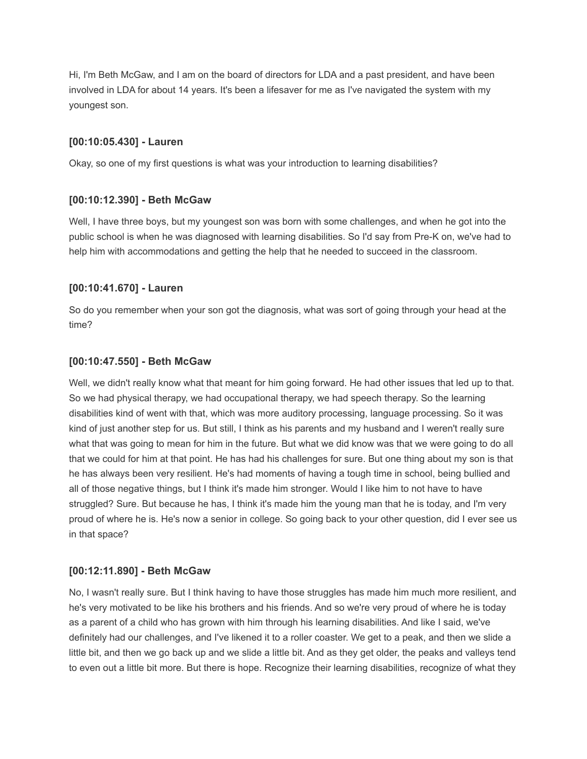Hi, I'm Beth McGaw, and I am on the board of directors for LDA and a past president, and have been involved in LDA for about 14 years. It's been a lifesaver for me as I've navigated the system with my youngest son.

### [00:10:05.430] - Lauren

Okay, so one of my first questions is what was your introduction to learning disabilities?

### [00:10:12.390] - Beth McGaw

Well, I have three boys, but my youngest son was born with some challenges, and when he got into the public school is when he was diagnosed with learning disabilities. So I'd say from Pre-K on, we've had to help him with accommodations and getting the help that he needed to succeed in the classroom.

### [00:10:41.670] - Lauren

So do you remember when your son got the diagnosis, what was sort of going through your head at the time?

### [00:10:47.550] - Beth McGaw

Well, we didn't really know what that meant for him going forward. He had other issues that led up to that. So we had physical therapy, we had occupational therapy, we had speech therapy. So the learning disabilities kind of went with that, which was more auditory processing, language processing. So it was kind of just another step for us. But still, I think as his parents and my husband and I weren't really sure what that was going to mean for him in the future. But what we did know was that we were going to do all that we could for him at that point. He has had his challenges for sure. But one thing about my son is that he has always been very resilient. He's had moments of having a tough time in school, being bullied and all of those negative things, but I think it's made him stronger. Would I like him to not have to have struggled? Sure. But because he has, I think it's made him the young man that he is today, and I'm very proud of where he is. He's now a senior in college. So going back to your other question, did I ever see us in that space?

### [00:12:11.890] - Beth McGaw

No, I wasn't really sure. But I think having to have those struggles has made him much more resilient, and he's very motivated to be like his brothers and his friends. And so we're very proud of where he is today as a parent of a child who has grown with him through his learning disabilities. And like I said, we've definitely had our challenges, and I've likened it to a roller coaster. We get to a peak, and then we slide a little bit, and then we go back up and we slide a little bit. And as they get older, the peaks and valleys tend to even out a little bit more. But there is hope. Recognize their learning disabilities, recognize of what they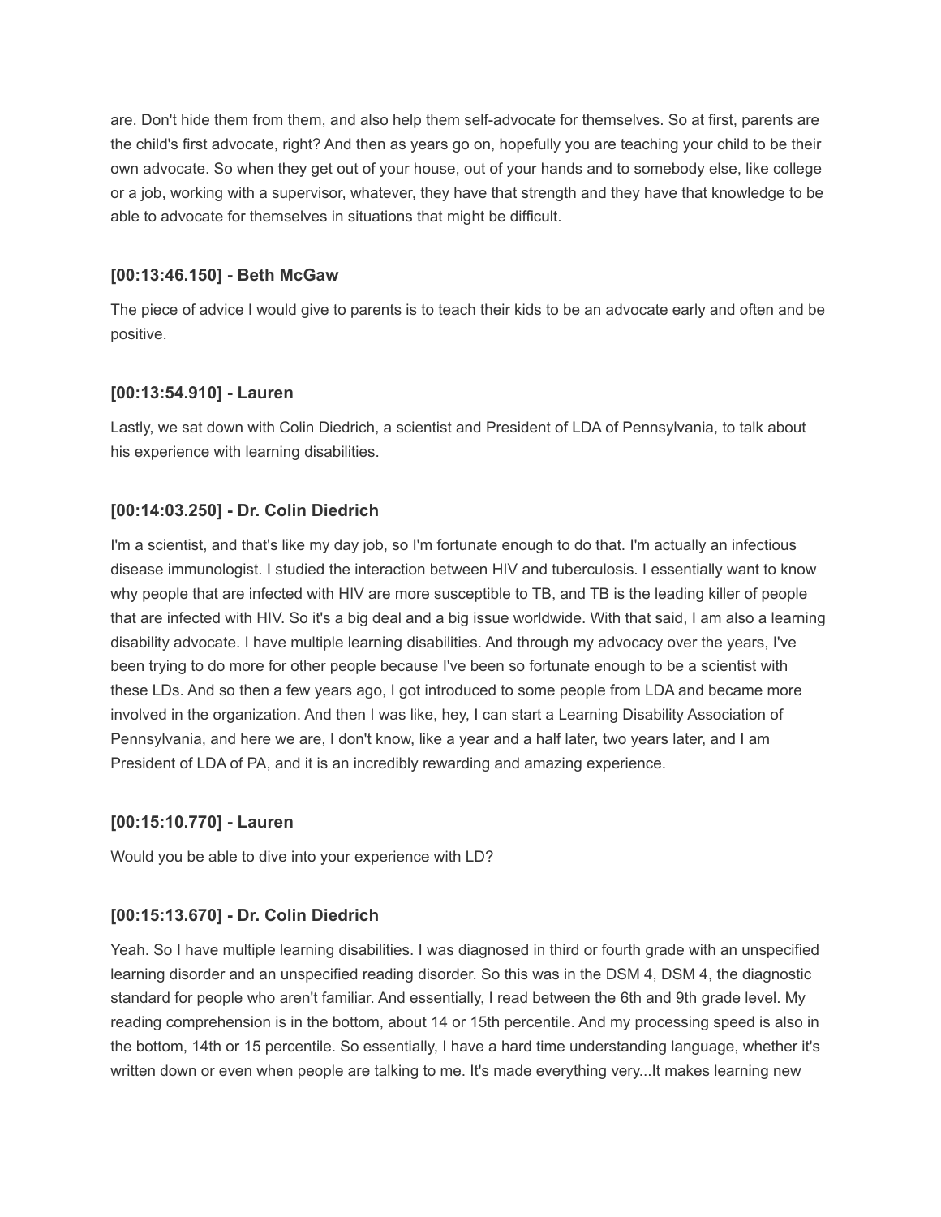are. Don't hide them from them, and also help them self-advocate for themselves. So at first, parents are the child's first advocate, right? And then as years go on, hopefully you are teaching your child to be their own advocate. So when they get out of your house, out of your hands and to somebody else, like college or a job, working with a supervisor, whatever, they have that strength and they have that knowledge to be able to advocate for themselves in situations that might be difficult.

### [00:13:46.150] - Beth McGaw

The piece of advice I would give to parents is to teach their kids to be an advocate early and often and be positive.

### [00:13:54.910] - Lauren

Lastly, we sat down with Colin Diedrich, a scientist and President of LDA of Pennsylvania, to talk about his experience with learning disabilities.

### [00:14:03.250] - Dr. Colin Diedrich

I'm a scientist, and that's like my day job, so I'm fortunate enough to do that. I'm actually an infectious disease immunologist. I studied the interaction between HIV and tuberculosis. I essentially want to know why people that are infected with HIV are more susceptible to TB, and TB is the leading killer of people that are infected with HIV. So it's a big deal and a big issue worldwide. With that said, I am also a learning disability advocate. I have multiple learning disabilities. And through my advocacy over the years, I've been trying to do more for other people because I've been so fortunate enough to be a scientist with these LDs. And so then a few years ago, I got introduced to some people from LDA and became more involved in the organization. And then I was like, hey, I can start a Learning Disability Association of Pennsylvania, and here we are, I don't know, like a year and a half later, two years later, and I am President of LDA of PA, and it is an incredibly rewarding and amazing experience.

### [00:15:10.770] - Lauren

Would you be able to dive into your experience with LD?

### [00:15:13.670] - Dr. Colin Diedrich

Yeah. So I have multiple learning disabilities. I was diagnosed in third or fourth grade with an unspecified learning disorder and an unspecified reading disorder. So this was in the DSM 4, DSM 4, the diagnostic standard for people who aren't familiar. And essentially, I read between the 6th and 9th grade level. My reading comprehension is in the bottom, about 14 or 15th percentile. And my processing speed is also in the bottom, 14th or 15 percentile. So essentially, I have a hard time understanding language, whether it's written down or even when people are talking to me. It's made everything very...It makes learning new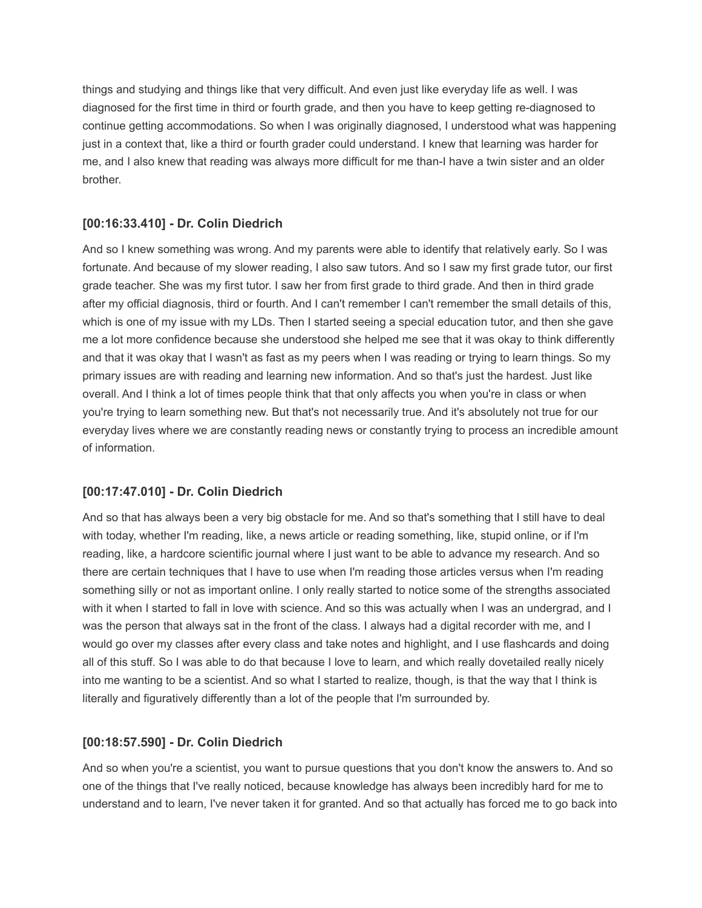things and studying and things like that very difficult. And even just like everyday life as well. I was diagnosed for the first time in third or fourth grade, and then you have to keep getting re-diagnosed to continue getting accommodations. So when I was originally diagnosed, I understood what was happening just in a context that, like a third or fourth grader could understand. I knew that learning was harder for me, and I also knew that reading was always more difficult for me than-I have a twin sister and an older brother.

### [00:16:33.410] - Dr. Colin Diedrich

And so I knew something was wrong. And my parents were able to identify that relatively early. So I was fortunate. And because of my slower reading, I also saw tutors. And so I saw my first grade tutor, our first grade teacher. She was my first tutor. I saw her from first grade to third grade. And then in third grade after my official diagnosis, third or fourth. And I can't remember I can't remember the small details of this, which is one of my issue with my LDs. Then I started seeing a special education tutor, and then she gave me a lot more confidence because she understood she helped me see that it was okay to think differently and that it was okay that I wasn't as fast as my peers when I was reading or trying to learn things. So my primary issues are with reading and learning new information. And so that's just the hardest. Just like overall. And I think a lot of times people think that that only affects you when you're in class or when you're trying to learn something new. But that's not necessarily true. And it's absolutely not true for our everyday lives where we are constantly reading news or constantly trying to process an incredible amount of information.

### [00:17:47.010] - Dr. Colin Diedrich

And so that has always been a very big obstacle for me. And so that's something that I still have to deal with today, whether I'm reading, like, a news article or reading something, like, stupid online, or if I'm reading, like, a hardcore scientific journal where I just want to be able to advance my research. And so there are certain techniques that I have to use when I'm reading those articles versus when I'm reading something silly or not as important online. I only really started to notice some of the strengths associated with it when I started to fall in love with science. And so this was actually when I was an undergrad, and I was the person that always sat in the front of the class. I always had a digital recorder with me, and I would go over my classes after every class and take notes and highlight, and I use flashcards and doing all of this stuff. So I was able to do that because I love to learn, and which really dovetailed really nicely into me wanting to be a scientist. And so what I started to realize, though, is that the way that I think is literally and figuratively differently than a lot of the people that I'm surrounded by.

### [00:18:57.590] - Dr. Colin Diedrich

And so when you're a scientist, you want to pursue questions that you don't know the answers to. And so one of the things that I've really noticed, because knowledge has always been incredibly hard for me to understand and to learn, I've never taken it for granted. And so that actually has forced me to go back into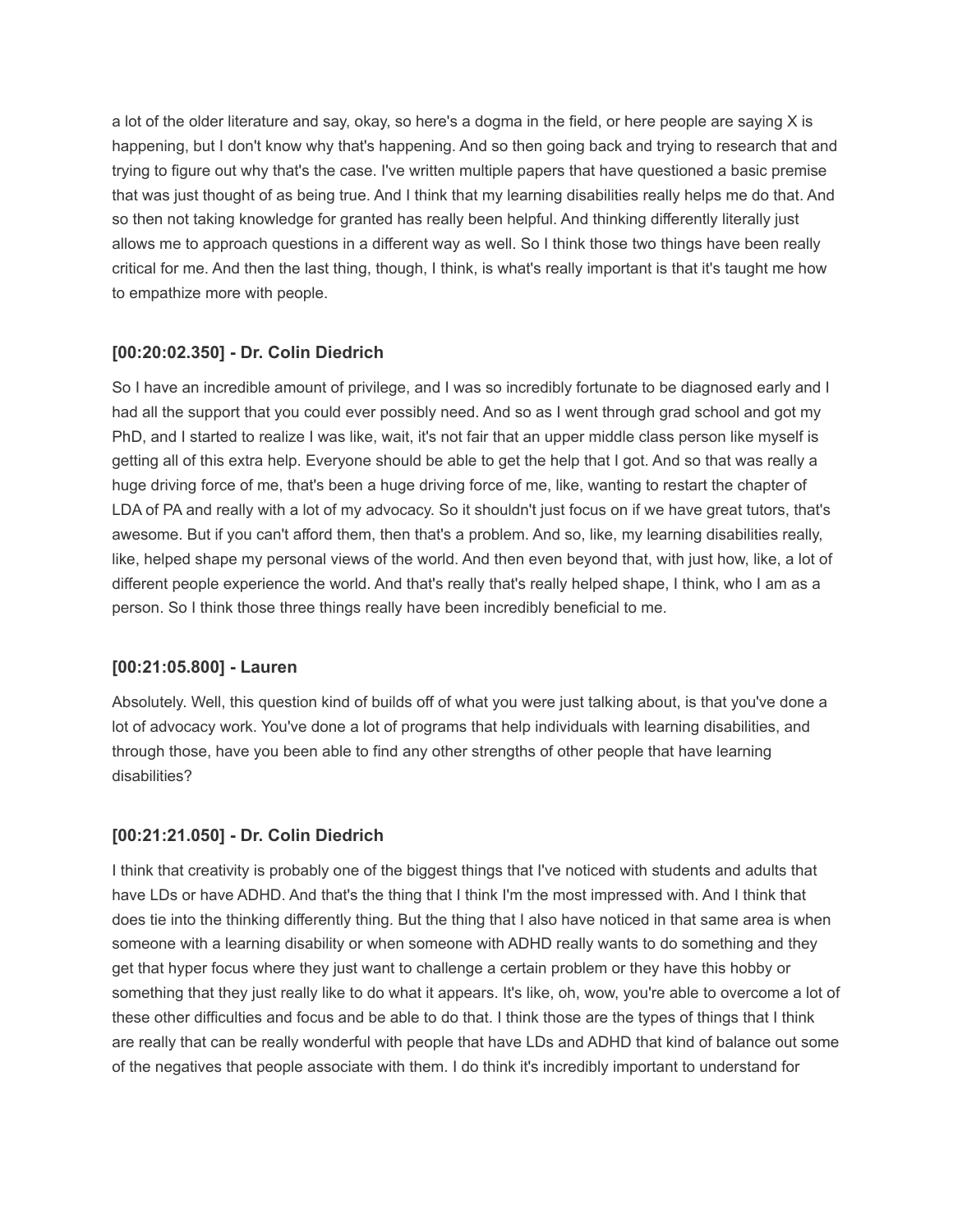a lot of the older literature and say, okay, so here's a dogma in the field, or here people are saying X is happening, but I don't know why that's happening. And so then going back and trying to research that and trying to figure out why that's the case. I've written multiple papers that have questioned a basic premise that was just thought of as being true. And I think that my learning disabilities really helps me do that. And so then not taking knowledge for granted has really been helpful. And thinking differently literally just allows me to approach questions in a different way as well. So I think those two things have been really critical for me. And then the last thing, though, I think, is what's really important is that it's taught me how to empathize more with people.

### [00:20:02.350] - Dr. Colin Diedrich

So I have an incredible amount of privilege, and I was so incredibly fortunate to be diagnosed early and I had all the support that you could ever possibly need. And so as I went through grad school and got my PhD, and I started to realize I was like, wait, it's not fair that an upper middle class person like myself is getting all of this extra help. Everyone should be able to get the help that I got. And so that was really a huge driving force of me, that's been a huge driving force of me, like, wanting to restart the chapter of LDA of PA and really with a lot of my advocacy. So it shouldn't just focus on if we have great tutors, that's awesome. But if you can't afford them, then that's a problem. And so, like, my learning disabilities really, like, helped shape my personal views of the world. And then even beyond that, with just how, like, a lot of different people experience the world. And that's really that's really helped shape, I think, who I am as a person. So I think those three things really have been incredibly beneficial to me.

### [00:21:05.800] - Lauren

Absolutely. Well, this question kind of builds off of what you were just talking about, is that you've done a lot of advocacy work. You've done a lot of programs that help individuals with learning disabilities, and through those, have you been able to find any other strengths of other people that have learning disabilities?

### [00:21:21.050] - Dr. Colin Diedrich

I think that creativity is probably one of the biggest things that I've noticed with students and adults that have LDs or have ADHD. And that's the thing that I think I'm the most impressed with. And I think that does tie into the thinking differently thing. But the thing that I also have noticed in that same area is when someone with a learning disability or when someone with ADHD really wants to do something and they get that hyper focus where they just want to challenge a certain problem or they have this hobby or something that they just really like to do what it appears. It's like, oh, wow, you're able to overcome a lot of these other difficulties and focus and be able to do that. I think those are the types of things that I think are really that can be really wonderful with people that have LDs and ADHD that kind of balance out some of the negatives that people associate with them. I do think it's incredibly important to understand for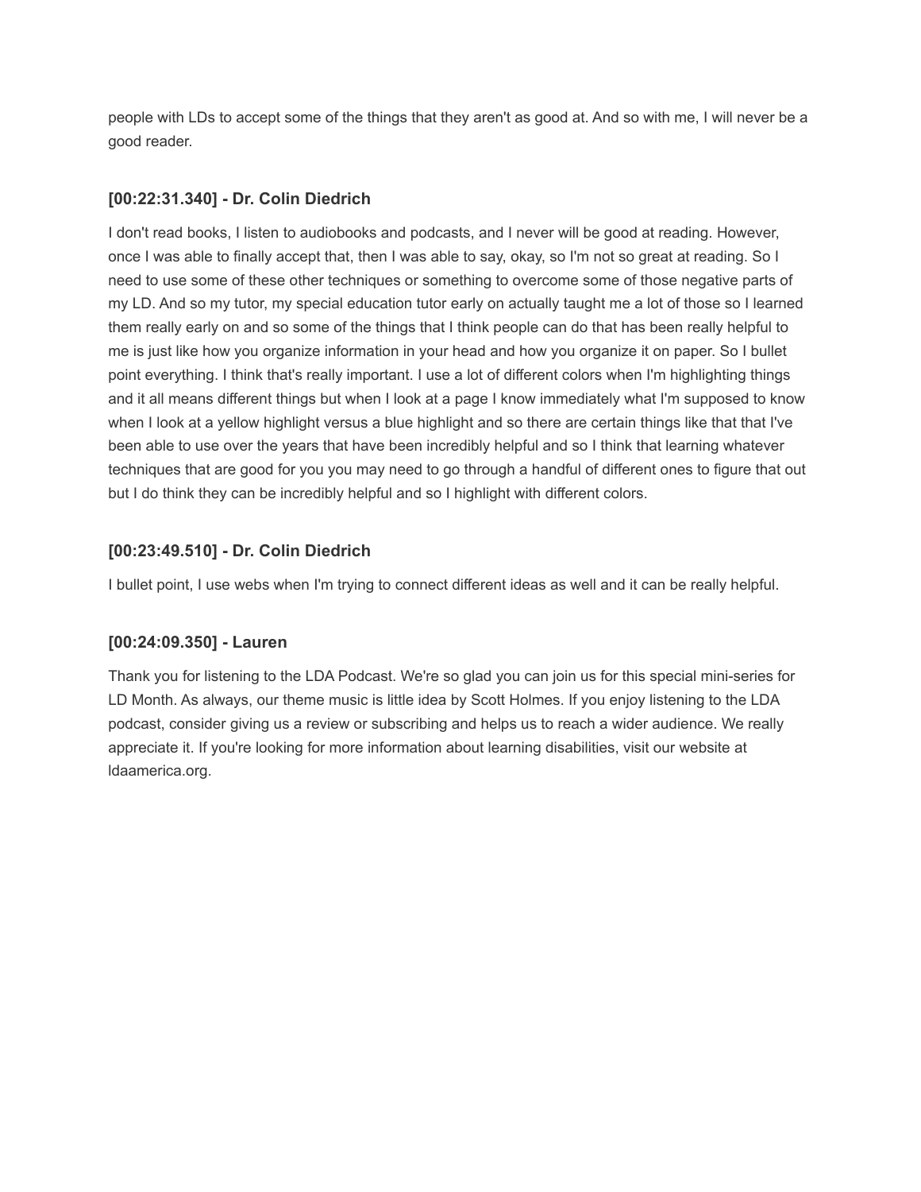people with LDs to accept some of the things that they aren't as good at. And so with me, I will never be a good reader.

### [00:22:31.340] - Dr. Colin Diedrich

I don't read books, I listen to audiobooks and podcasts, and I never will be good at reading. However, once I was able to finally accept that, then I was able to say, okay, so I'm not so great at reading. So I need to use some of these other techniques or something to overcome some of those negative parts of my LD. And so my tutor, my special education tutor early on actually taught me a lot of those so I learned them really early on and so some of the things that I think people can do that has been really helpful to me is just like how you organize information in your head and how you organize it on paper. So I bullet point everything. I think that's really important. I use a lot of different colors when I'm highlighting things and it all means different things but when I look at a page I know immediately what I'm supposed to know when I look at a yellow highlight versus a blue highlight and so there are certain things like that that I've been able to use over the years that have been incredibly helpful and so I think that learning whatever techniques that are good for you you may need to go through a handful of different ones to figure that out but I do think they can be incredibly helpful and so I highlight with different colors.

### [00:23:49.510] - Dr. Colin Diedrich

I bullet point, I use webs when I'm trying to connect different ideas as well and it can be really helpful.

### [00:24:09.350] - Lauren

Thank you for listening to the LDA Podcast. We're so glad you can join us for this special mini-series for LD Month. As always, our theme music is little idea by Scott Holmes. If you enjoy listening to the LDA podcast, consider giving us a review or subscribing and helps us to reach a wider audience. We really appreciate it. If you're looking for more information about learning disabilities, visit our website at ldaamerica.org.